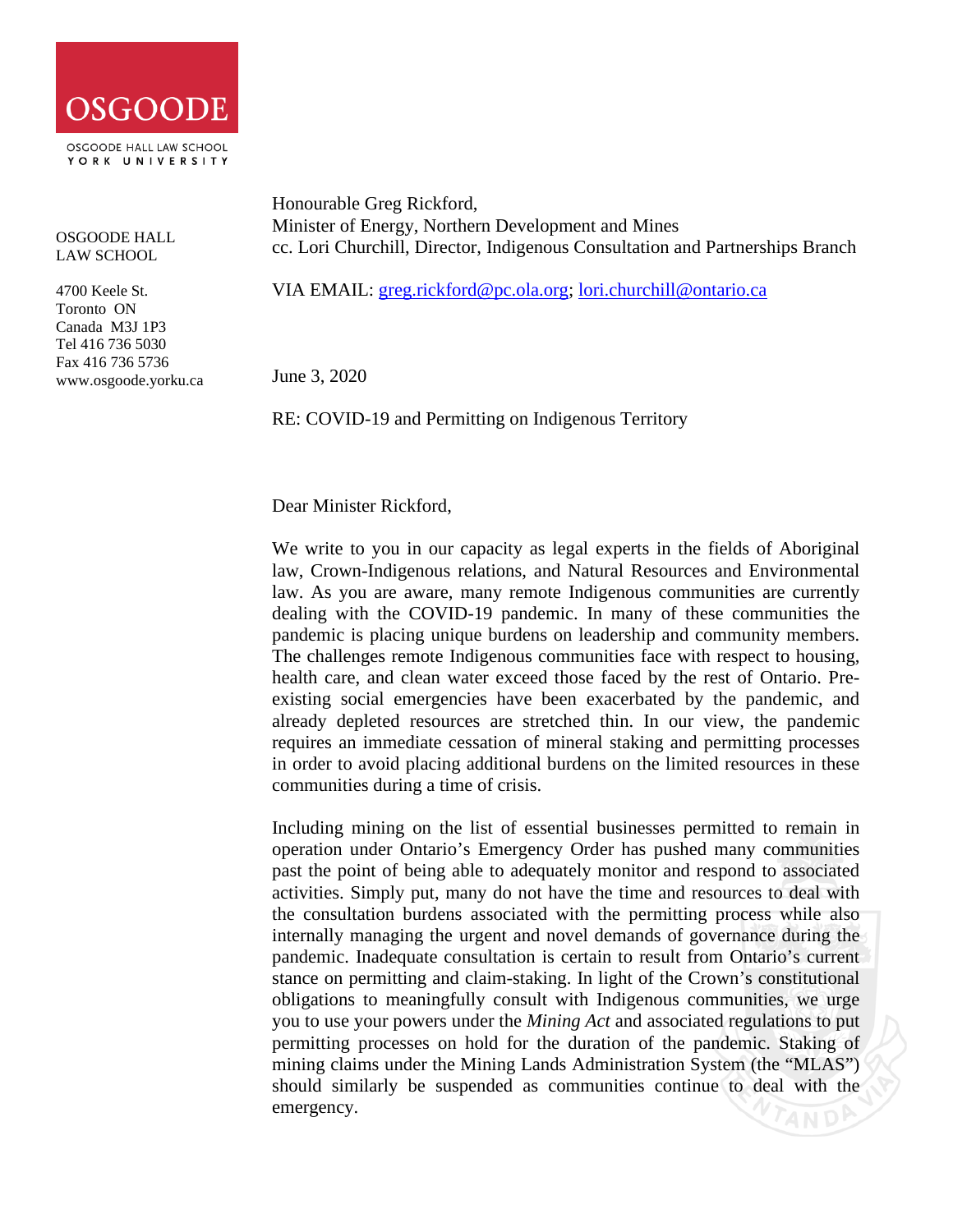OSGOODE

OSGOODE HALL LAW SCHOOL
YORK UNIVERSITY

OSGOODE HALL LAW SCHOOL

4700 Keele St.
Toronto ON
Canada M3J 1P3
Tel 416 736 5030
Fax 416 736 5736
www.osgoode.yorku.ca

Honourable Greg Rickford,
Minister of Energy, Northern Development and Mines
cc. Lori Churchill, Director, Indigenous Consultation and Partnerships Branch

VIA EMAIL: greg.rickford@pc.ola.org; lori.churchill@ontario.ca

June 3, 2020

RE: COVID-19 and Permitting on Indigenous Territory

Dear Minister Rickford,

We write to you in our capacity as legal experts in the fields of Aboriginal law, Crown-Indigenous relations, and Natural Resources and Environmental law. As you are aware, many remote Indigenous communities are currently dealing with the COVID-19 pandemic. In many of these communities the pandemic is placing unique burdens on leadership and community members. The challenges remote Indigenous communities face with respect to housing, health care, and clean water exceed those faced by the rest of Ontario. Pre-existing social emergencies have been exacerbated by the pandemic, and already depleted resources are stretched thin. In our view, the pandemic requires an immediate cessation of mineral staking and permitting processes in order to avoid placing additional burdens on the limited resources in these communities during a time of crisis.

Including mining on the list of essential businesses permitted to remain in operation under Ontario's Emergency Order has pushed many communities past the point of being able to adequately monitor and respond to associated activities. Simply put, many do not have the time and resources to deal with the consultation burdens associated with the permitting process while also internally managing the urgent and novel demands of governance during the pandemic. Inadequate consultation is certain to result from Ontario's current stance on permitting and claim-staking. In light of the Crown's constitutional obligations to meaningfully consult with Indigenous communities, we urge you to use your powers under the *Mining Act* and associated regulations to put permitting processes on hold for the duration of the pandemic. Staking of mining claims under the Mining Lands Administration System (the "MLAS") should similarly be suspended as communities continue to deal with the emergency.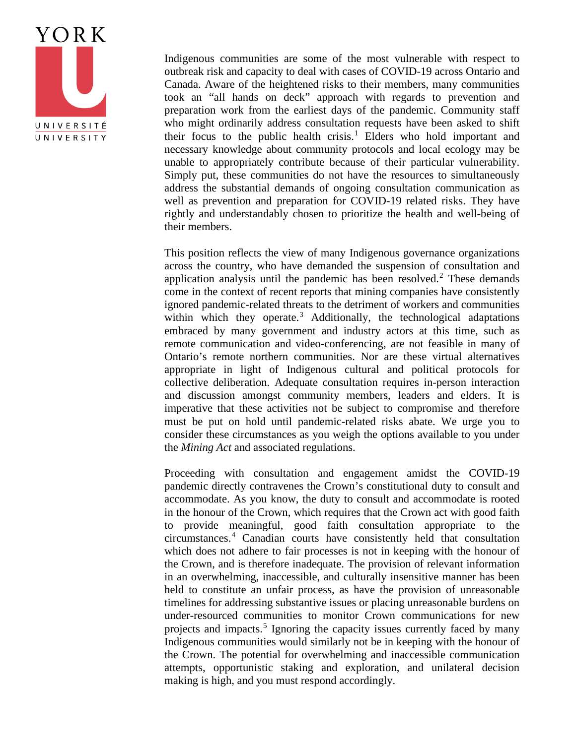Indigenous communities are some of the most vulnerable with respect to outbreak risk and capacity to deal with cases of COVID-19 across Ontario and Canada. Aware of the heightened risks to their members, many communities took an "all hands on deck" approach with regards to prevention and preparation work from the earliest days of the pandemic. Community staff who might ordinarily address consultation requests have been asked to shift their focus to the public health crisis.[1] Elders who hold important and necessary knowledge about community protocols and local ecology may be unable to appropriately contribute because of their particular vulnerability. Simply put, these communities do not have the resources to simultaneously address the substantial demands of ongoing consultation communication as well as prevention and preparation for COVID-19 related risks. They have rightly and understandably chosen to prioritize the health and well-being of their members.

This position reflects the view of many Indigenous governance organizations across the country, who have demanded the suspension of consultation and application analysis until the pandemic has been resolved.[2] These demands come in the context of recent reports that mining companies have consistently ignored pandemic-related threats to the detriment of workers and communities within which they operate.[3] Additionally, the technological adaptations embraced by many government and industry actors at this time, such as remote communication and video-conferencing, are not feasible in many of Ontario's remote northern communities. Nor are these virtual alternatives appropriate in light of Indigenous cultural and political protocols for collective deliberation. Adequate consultation requires in-person interaction and discussion amongst community members, leaders and elders. It is imperative that these activities not be subject to compromise and therefore must be put on hold until pandemic-related risks abate. We urge you to consider these circumstances as you weigh the options available to you under the *Mining Act* and associated regulations.

Proceeding with consultation and engagement amidst the COVID-19 pandemic directly contravenes the Crown's constitutional duty to consult and accommodate. As you know, the duty to consult and accommodate is rooted in the honour of the Crown, which requires that the Crown act with good faith to provide meaningful, good faith consultation appropriate to the circumstances.[4] Canadian courts have consistently held that consultation which does not adhere to fair processes is not in keeping with the honour of the Crown, and is therefore inadequate. The provision of relevant information in an overwhelming, inaccessible, and culturally insensitive manner has been held to constitute an unfair process, as have the provision of unreasonable timelines for addressing substantive issues or placing unreasonable burdens on under-resourced communities to monitor Crown communications for new projects and impacts.[5] Ignoring the capacity issues currently faced by many Indigenous communities would similarly not be in keeping with the honour of the Crown. The potential for overwhelming and inaccessible communication attempts, opportunistic staking and exploration, and unilateral decision making is high, and you must respond accordingly.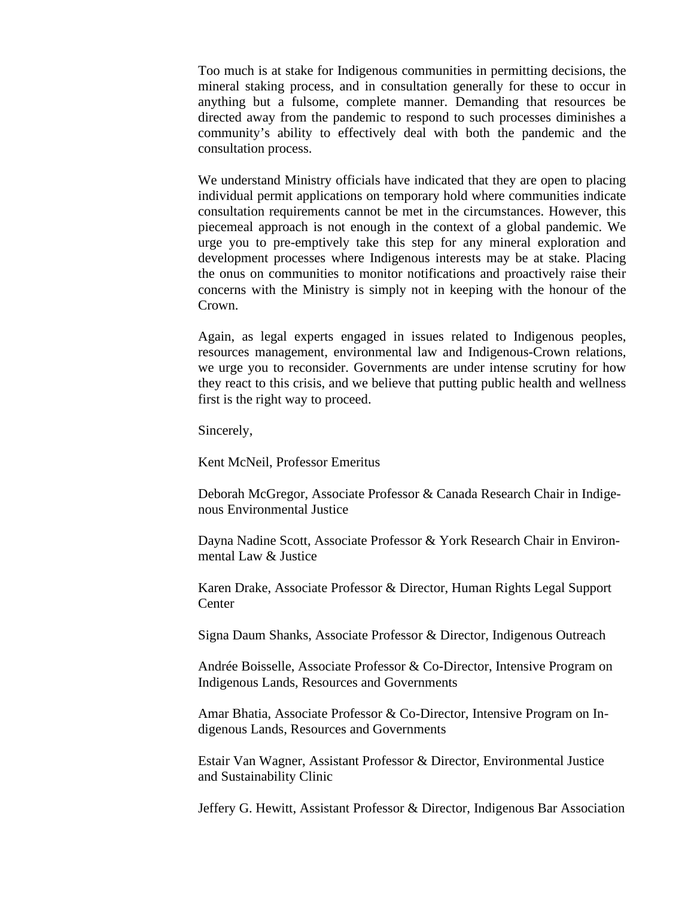Too much is at stake for Indigenous communities in permitting decisions, the mineral staking process, and in consultation generally for these to occur in anything but a fulsome, complete manner. Demanding that resources be directed away from the pandemic to respond to such processes diminishes a community's ability to effectively deal with both the pandemic and the consultation process.

We understand Ministry officials have indicated that they are open to placing individual permit applications on temporary hold where communities indicate consultation requirements cannot be met in the circumstances. However, this piecemeal approach is not enough in the context of a global pandemic. We urge you to pre-emptively take this step for any mineral exploration and development processes where Indigenous interests may be at stake. Placing the onus on communities to monitor notifications and proactively raise their concerns with the Ministry is simply not in keeping with the honour of the Crown.

Again, as legal experts engaged in issues related to Indigenous peoples, resources management, environmental law and Indigenous-Crown relations, we urge you to reconsider. Governments are under intense scrutiny for how they react to this crisis, and we believe that putting public health and wellness first is the right way to proceed.

Sincerely,

Kent McNeil, Professor Emeritus

Deborah McGregor, Associate Professor & Canada Research Chair in Indigenous Environmental Justice

Dayna Nadine Scott, Associate Professor & York Research Chair in Environmental Law & Justice

Karen Drake, Associate Professor & Director, Human Rights Legal Support Center

Signa Daum Shanks, Associate Professor & Director, Indigenous Outreach

Andrée Boisselle, Associate Professor & Co-Director, Intensive Program on Indigenous Lands, Resources and Governments

Amar Bhatia, Associate Professor & Co-Director, Intensive Program on Indigenous Lands, Resources and Governments

Estair Van Wagner, Assistant Professor & Director, Environmental Justice and Sustainability Clinic

Jeffery G. Hewitt, Assistant Professor & Director, Indigenous Bar Association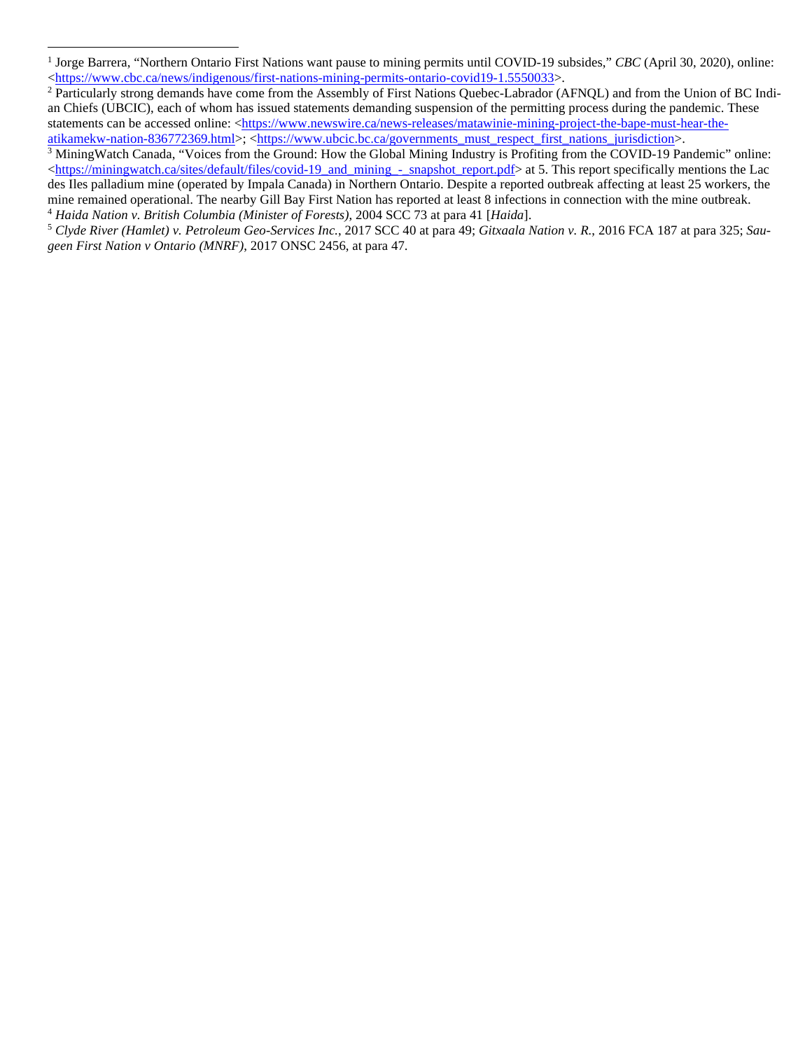[1] Jorge Barrera, "Northern Ontario First Nations want pause to mining permits until COVID-19 subsides," *CBC* (April 30, 2020), online: <https://www.cbc.ca/news/indigenous/first-nations-mining-permits-ontario-covid19-1.5550033>.

[2] Particularly strong demands have come from the Assembly of First Nations Quebec-Labrador (AFNQL) and from the Union of BC Indian Chiefs (UBCIC), each of whom has issued statements demanding suspension of the permitting process during the pandemic. These statements can be accessed online: <https://www.newswire.ca/news-releases/matawinie-mining-project-the-bape-must-hear-the-atikamekw-nation-836772369.html>; <https://www.ubcic.bc.ca/governments_must_respect_first_nations_jurisdiction>.

[3] MiningWatch Canada, "Voices from the Ground: How the Global Mining Industry is Profiting from the COVID-19 Pandemic" online: <https://miningwatch.ca/sites/default/files/covid-19_and_mining_-_snapshot_report.pdf> at 5. This report specifically mentions the Lac des Iles palladium mine (operated by Impala Canada) in Northern Ontario. Despite a reported outbreak affecting at least 25 workers, the mine remained operational. The nearby Gill Bay First Nation has reported at least 8 infections in connection with the mine outbreak.

[4] *Haida Nation v. British Columbia (Minister of Forests)*, 2004 SCC 73 at para 41 [*Haida*].

[5] *Clyde River (Hamlet) v. Petroleum Geo-Services Inc.*, 2017 SCC 40 at para 49; *Gitxaala Nation v. R.*, 2016 FCA 187 at para 325; *Saugeen First Nation v Ontario (MNRF)*, 2017 ONSC 2456, at para 47.